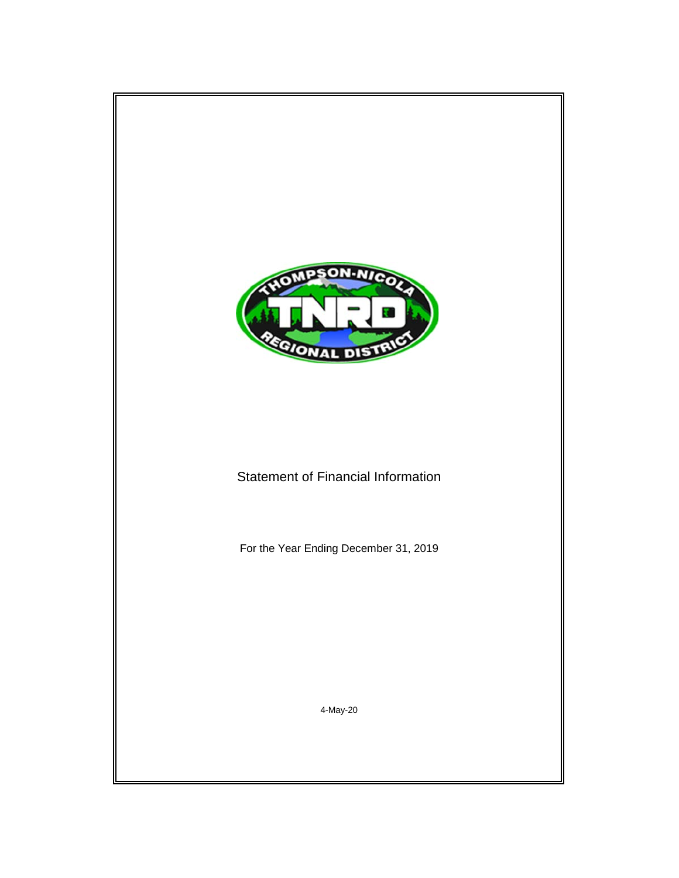# Statement of Financial Information

For the Year Ending December 31, 2019

4-May-20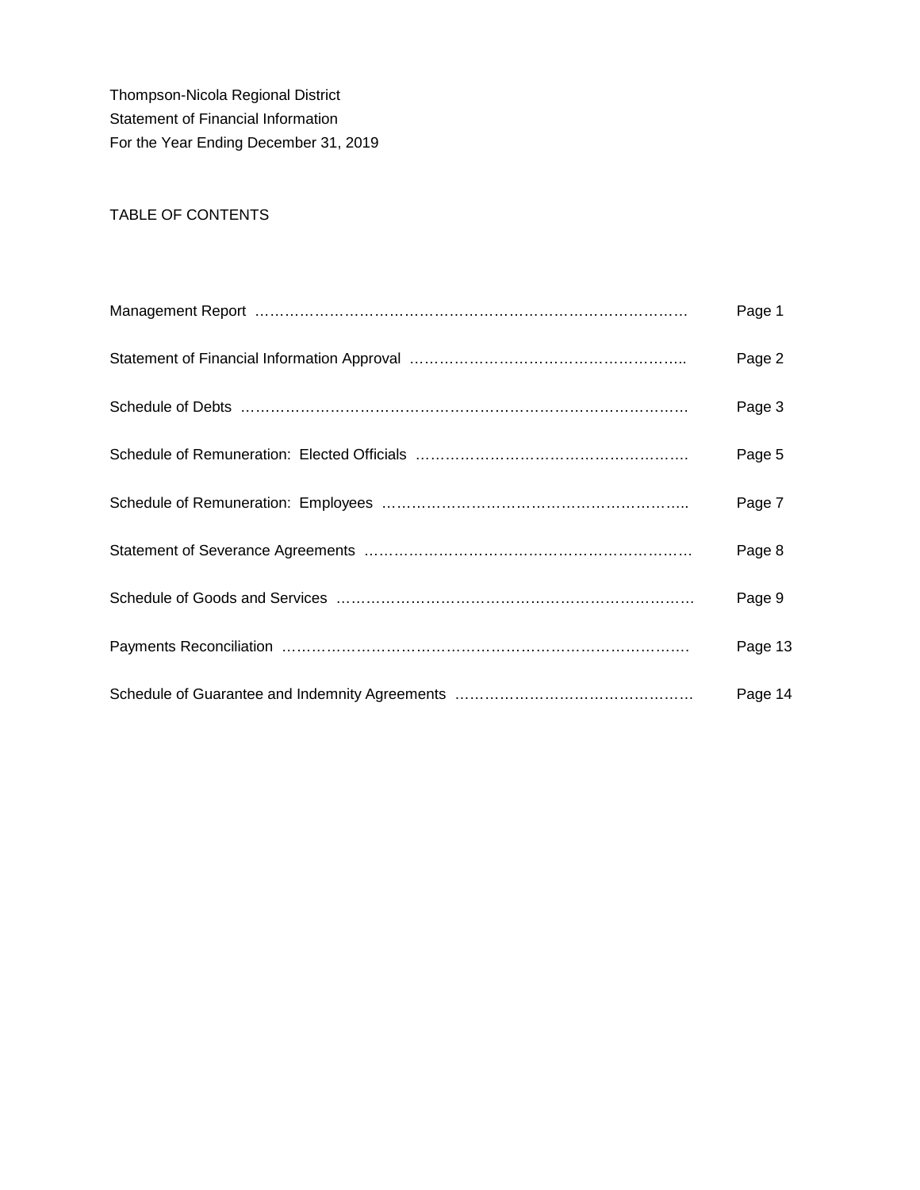Thompson-Nicola Regional District
Statement of Financial Information
For the Year Ending December 31, 2019

## TABLE OF CONTENTS

| | |
|---|---|
| Management Report | Page 1 |
| Statement of Financial Information Approval | Page 2 |
| Schedule of Debts | Page 3 |
| Schedule of Remuneration: Elected Officials | Page 5 |
| Schedule of Remuneration: Employees | Page 7 |
| Statement of Severance Agreements | Page 8 |
| Schedule of Goods and Services | Page 9 |
| Payments Reconciliation | Page 13 |
| Schedule of Guarantee and Indemnity Agreements | Page 14 |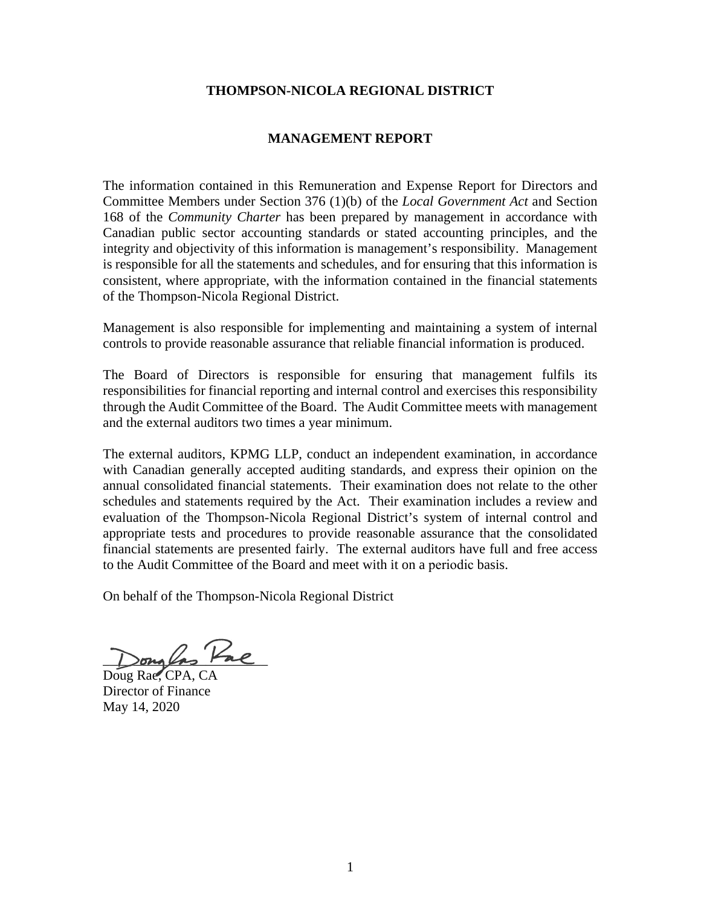**THOMPSON-NICOLA REGIONAL DISTRICT**

**MANAGEMENT REPORT**

The information contained in this Remuneration and Expense Report for Directors and Committee Members under Section 376 (1)(b) of the *Local Government Act* and Section 168 of the *Community Charter* has been prepared by management in accordance with Canadian public sector accounting standards or stated accounting principles, and the integrity and objectivity of this information is management's responsibility. Management is responsible for all the statements and schedules, and for ensuring that this information is consistent, where appropriate, with the information contained in the financial statements of the Thompson-Nicola Regional District.

Management is also responsible for implementing and maintaining a system of internal controls to provide reasonable assurance that reliable financial information is produced.

The Board of Directors is responsible for ensuring that management fulfils its responsibilities for financial reporting and internal control and exercises this responsibility through the Audit Committee of the Board. The Audit Committee meets with management and the external auditors two times a year minimum.

The external auditors, KPMG LLP, conduct an independent examination, in accordance with Canadian generally accepted auditing standards, and express their opinion on the annual consolidated financial statements. Their examination does not relate to the other schedules and statements required by the Act. Their examination includes a review and evaluation of the Thompson-Nicola Regional District's system of internal control and appropriate tests and procedures to provide reasonable assurance that the consolidated financial statements are presented fairly. The external auditors have full and free access to the Audit Committee of the Board and meet with it on a periodic basis.

On behalf of the Thompson-Nicola Regional District

Doug Rae, CPA, CA
Director of Finance
May 14, 2020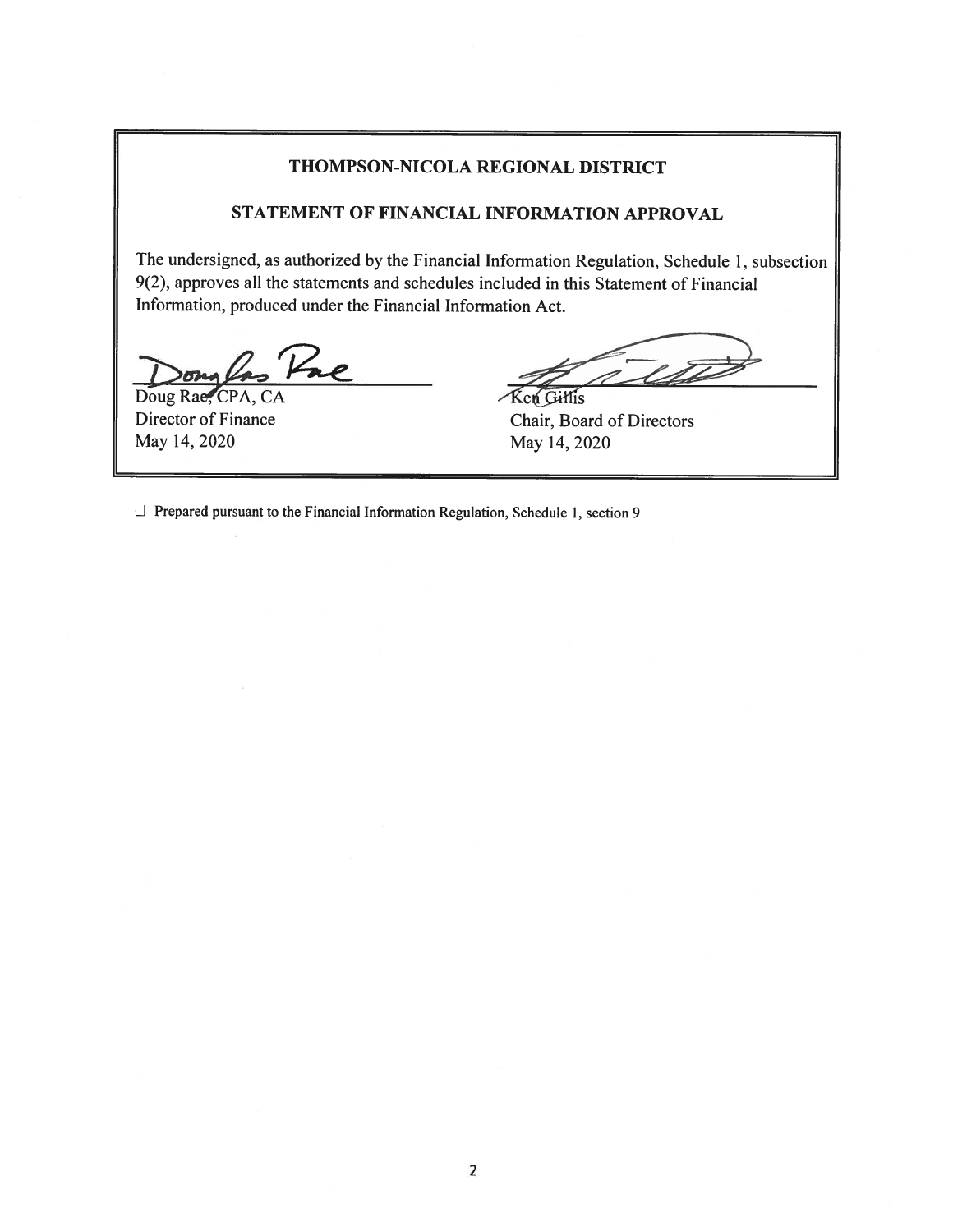**THOMPSON-NICOLA REGIONAL DISTRICT**

**STATEMENT OF FINANCIAL INFORMATION APPROVAL**

The undersigned, as authorized by the Financial Information Regulation, Schedule 1, subsection 9(2), approves all the statements and schedules included in this Statement of Financial Information, produced under the Financial Information Act.

| | |
|---|---|
| Doug Rae, CPA, CA | Ken Gillis |
| Director of Finance | Chair, Board of Directors |
| May 14, 2020 | May 14, 2020 |

☐ Prepared pursuant to the Financial Information Regulation, Schedule 1, section 9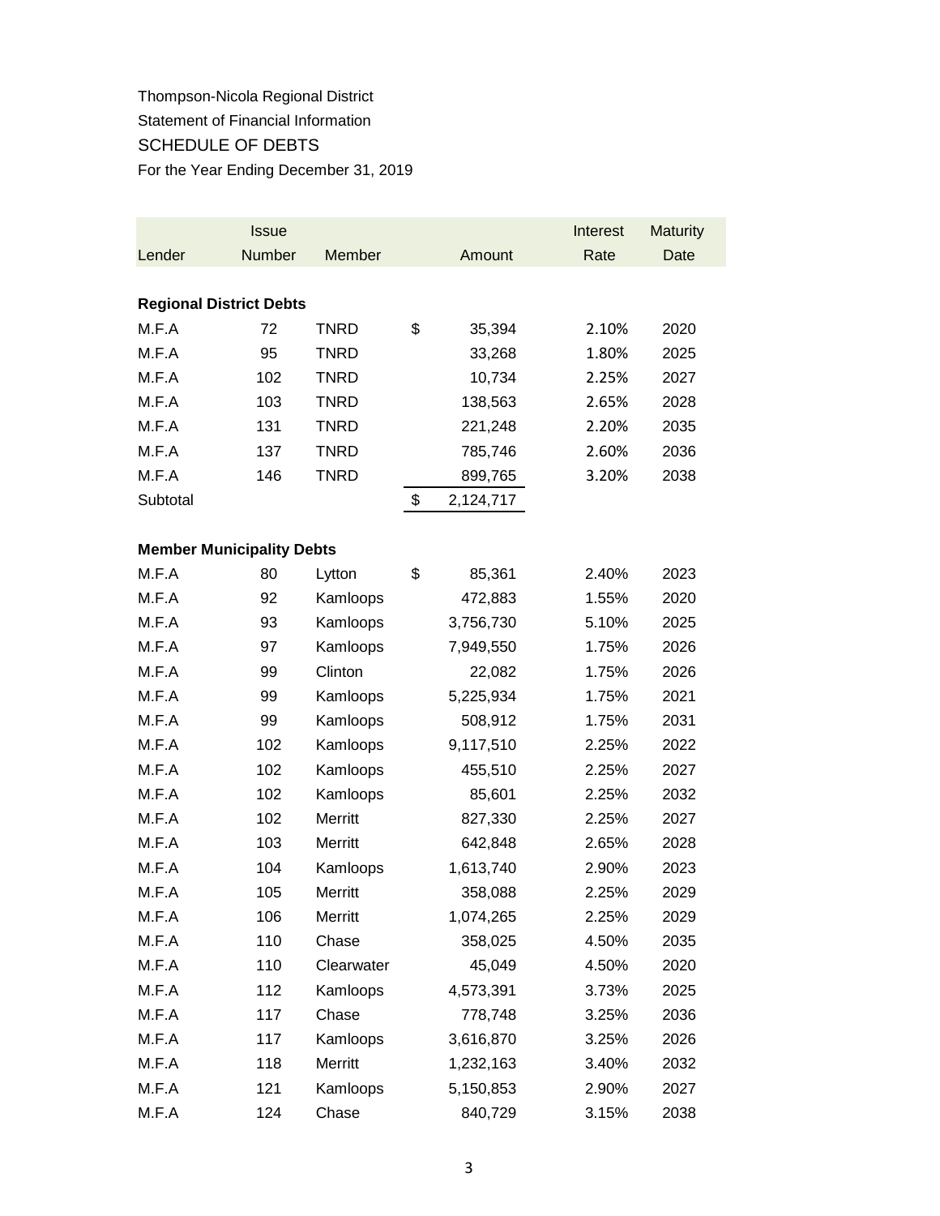Thompson-Nicola Regional District

Statement of Financial Information

SCHEDULE OF DEBTS

For the Year Ending December 31, 2019

| Lender | Issue Number | Member | Amount | Interest Rate | Maturity Date |
|---|---|---|---|---|---|
| **Regional District Debts** | | | | | |
| M.F.A | 72 | TNRD | $ 35,394 | 2.10% | 2020 |
| M.F.A | 95 | TNRD | 33,268 | 1.80% | 2025 |
| M.F.A | 102 | TNRD | 10,734 | 2.25% | 2027 |
| M.F.A | 103 | TNRD | 138,563 | 2.65% | 2028 |
| M.F.A | 131 | TNRD | 221,248 | 2.20% | 2035 |
| M.F.A | 137 | TNRD | 785,746 | 2.60% | 2036 |
| M.F.A | 146 | TNRD | 899,765 | 3.20% | 2038 |
| Subtotal | | | $ 2,124,717 | | |
| **Member Municipality Debts** | | | | | |
| M.F.A | 80 | Lytton | $ 85,361 | 2.40% | 2023 |
| M.F.A | 92 | Kamloops | 472,883 | 1.55% | 2020 |
| M.F.A | 93 | Kamloops | 3,756,730 | 5.10% | 2025 |
| M.F.A | 97 | Kamloops | 7,949,550 | 1.75% | 2026 |
| M.F.A | 99 | Clinton | 22,082 | 1.75% | 2026 |
| M.F.A | 99 | Kamloops | 5,225,934 | 1.75% | 2021 |
| M.F.A | 99 | Kamloops | 508,912 | 1.75% | 2031 |
| M.F.A | 102 | Kamloops | 9,117,510 | 2.25% | 2022 |
| M.F.A | 102 | Kamloops | 455,510 | 2.25% | 2027 |
| M.F.A | 102 | Kamloops | 85,601 | 2.25% | 2032 |
| M.F.A | 102 | Merritt | 827,330 | 2.25% | 2027 |
| M.F.A | 103 | Merritt | 642,848 | 2.65% | 2028 |
| M.F.A | 104 | Kamloops | 1,613,740 | 2.90% | 2023 |
| M.F.A | 105 | Merritt | 358,088 | 2.25% | 2029 |
| M.F.A | 106 | Merritt | 1,074,265 | 2.25% | 2029 |
| M.F.A | 110 | Chase | 358,025 | 4.50% | 2035 |
| M.F.A | 110 | Clearwater | 45,049 | 4.50% | 2020 |
| M.F.A | 112 | Kamloops | 4,573,391 | 3.73% | 2025 |
| M.F.A | 117 | Chase | 778,748 | 3.25% | 2036 |
| M.F.A | 117 | Kamloops | 3,616,870 | 3.25% | 2026 |
| M.F.A | 118 | Merritt | 1,232,163 | 3.40% | 2032 |
| M.F.A | 121 | Kamloops | 5,150,853 | 2.90% | 2027 |
| M.F.A | 124 | Chase | 840,729 | 3.15% | 2038 |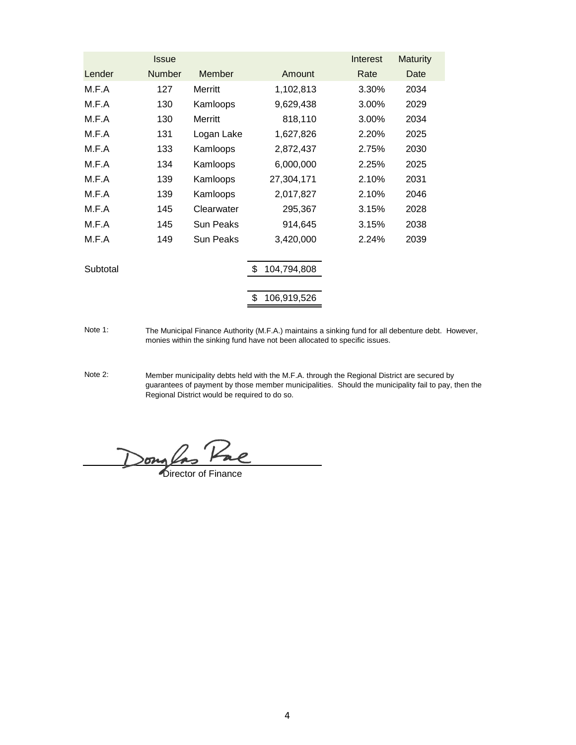| Lender | Issue Number | Member | Amount | Interest Rate | Maturity Date |
|---|---|---|---|---|---|
| M.F.A | 127 | Merritt | 1,102,813 | 3.30% | 2034 |
| M.F.A | 130 | Kamloops | 9,629,438 | 3.00% | 2029 |
| M.F.A | 130 | Merritt | 818,110 | 3.00% | 2034 |
| M.F.A | 131 | Logan Lake | 1,627,826 | 2.20% | 2025 |
| M.F.A | 133 | Kamloops | 2,872,437 | 2.75% | 2030 |
| M.F.A | 134 | Kamloops | 6,000,000 | 2.25% | 2025 |
| M.F.A | 139 | Kamloops | 27,304,171 | 2.10% | 2031 |
| M.F.A | 139 | Kamloops | 2,017,827 | 2.10% | 2046 |
| M.F.A | 145 | Clearwater | 295,367 | 3.15% | 2028 |
| M.F.A | 145 | Sun Peaks | 914,645 | 3.15% | 2038 |
| M.F.A | 149 | Sun Peaks | 3,420,000 | 2.24% | 2039 |
| Subtotal | | | $ 104,794,808 | | |
| | | | $ 106,919,526 | | |

Note 1: The Municipal Finance Authority (M.F.A.) maintains a sinking fund for all debenture debt. However, monies within the sinking fund have not been allocated to specific issues.

Note 2: Member municipality debts held with the M.F.A. through the Regional District are secured by guarantees of payment by those member municipalities. Should the municipality fail to pay, then the Regional District would be required to do so.

Douglas Rae

Director of Finance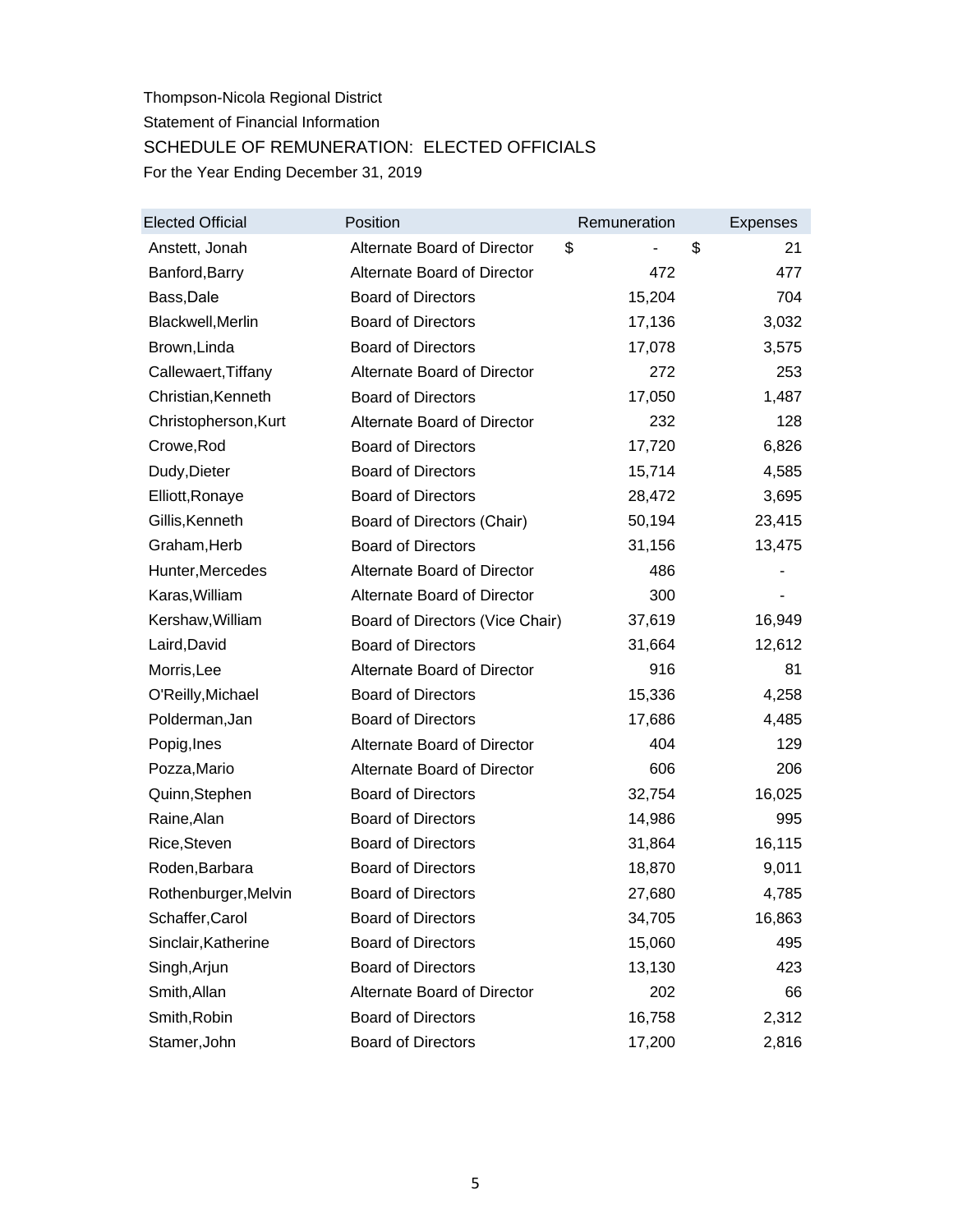Thompson-Nicola Regional District

Statement of Financial Information

## SCHEDULE OF REMUNERATION: ELECTED OFFICIALS

For the Year Ending December 31, 2019

| Elected Official | Position | Remuneration | Expenses |
|---|---|---|---|
| Anstett, Jonah | Alternate Board of Director | $ - | $ 21 |
| Banford,Barry | Alternate Board of Director | 472 | 477 |
| Bass,Dale | Board of Directors | 15,204 | 704 |
| Blackwell,Merlin | Board of Directors | 17,136 | 3,032 |
| Brown,Linda | Board of Directors | 17,078 | 3,575 |
| Callewaert,Tiffany | Alternate Board of Director | 272 | 253 |
| Christian,Kenneth | Board of Directors | 17,050 | 1,487 |
| Christopherson,Kurt | Alternate Board of Director | 232 | 128 |
| Crowe,Rod | Board of Directors | 17,720 | 6,826 |
| Dudy,Dieter | Board of Directors | 15,714 | 4,585 |
| Elliott,Ronaye | Board of Directors | 28,472 | 3,695 |
| Gillis,Kenneth | Board of Directors (Chair) | 50,194 | 23,415 |
| Graham,Herb | Board of Directors | 31,156 | 13,475 |
| Hunter,Mercedes | Alternate Board of Director | 486 | - |
| Karas,William | Alternate Board of Director | 300 | - |
| Kershaw,William | Board of Directors (Vice Chair) | 37,619 | 16,949 |
| Laird,David | Board of Directors | 31,664 | 12,612 |
| Morris,Lee | Alternate Board of Director | 916 | 81 |
| O'Reilly,Michael | Board of Directors | 15,336 | 4,258 |
| Polderman,Jan | Board of Directors | 17,686 | 4,485 |
| Popig,Ines | Alternate Board of Director | 404 | 129 |
| Pozza,Mario | Alternate Board of Director | 606 | 206 |
| Quinn,Stephen | Board of Directors | 32,754 | 16,025 |
| Raine,Alan | Board of Directors | 14,986 | 995 |
| Rice,Steven | Board of Directors | 31,864 | 16,115 |
| Roden,Barbara | Board of Directors | 18,870 | 9,011 |
| Rothenburger,Melvin | Board of Directors | 27,680 | 4,785 |
| Schaffer,Carol | Board of Directors | 34,705 | 16,863 |
| Sinclair,Katherine | Board of Directors | 15,060 | 495 |
| Singh,Arjun | Board of Directors | 13,130 | 423 |
| Smith,Allan | Alternate Board of Director | 202 | 66 |
| Smith,Robin | Board of Directors | 16,758 | 2,312 |
| Stamer,John | Board of Directors | 17,200 | 2,816 |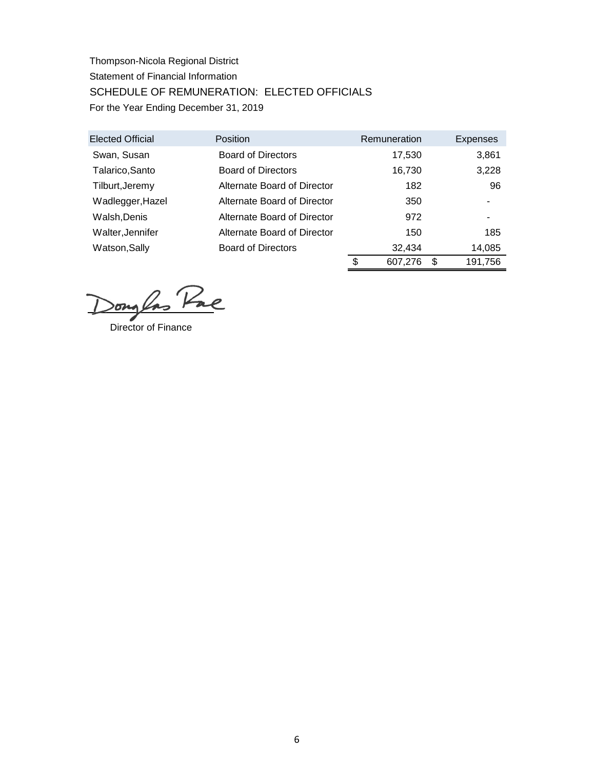Thompson-Nicola Regional District

Statement of Financial Information

## SCHEDULE OF REMUNERATION: ELECTED OFFICIALS

For the Year Ending December 31, 2019

| Elected Official | Position | Remuneration | Expenses |
|---|---|---|---|
| Swan, Susan | Board of Directors | 17,530 | 3,861 |
| Talarico,Santo | Board of Directors | 16,730 | 3,228 |
| Tilburt,Jeremy | Alternate Board of Director | 182 | 96 |
| Wadlegger,Hazel | Alternate Board of Director | 350 | - |
| Walsh,Denis | Alternate Board of Director | 972 | - |
| Walter,Jennifer | Alternate Board of Director | 150 | 185 |
| Watson,Sally | Board of Directors | 32,434 | 14,085 |
| | | $ 607,276 | $ 191,756 |

Douglas Rae

Director of Finance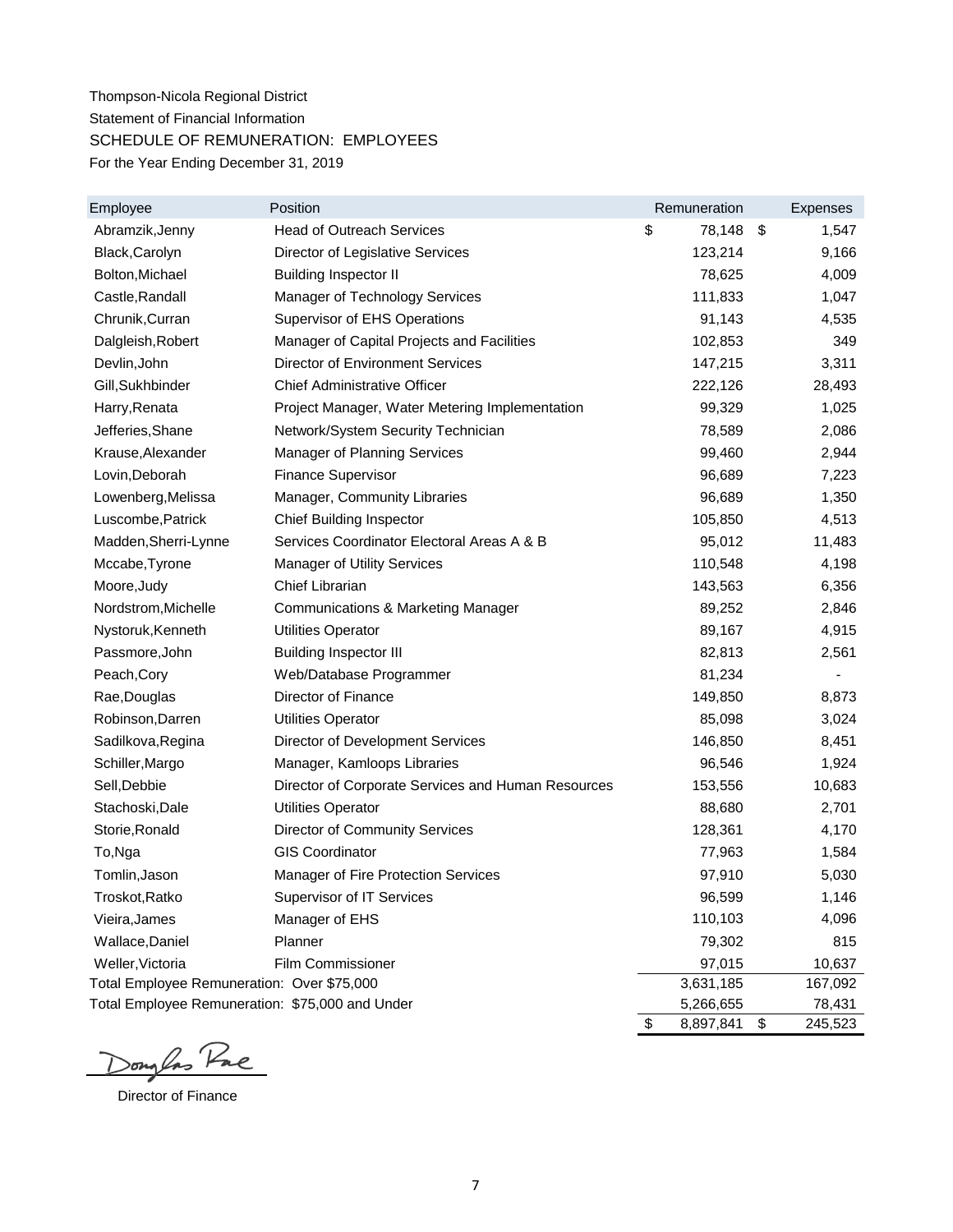Thompson-Nicola Regional District

Statement of Financial Information

SCHEDULE OF REMUNERATION: EMPLOYEES

For the Year Ending December 31, 2019

| Employee | Position | Remuneration | Expenses |
|---|---|---|---|
| Abramzik,Jenny | Head of Outreach Services | $ 78,148 | $ 1,547 |
| Black,Carolyn | Director of Legislative Services | 123,214 | 9,166 |
| Bolton,Michael | Building Inspector II | 78,625 | 4,009 |
| Castle,Randall | Manager of Technology Services | 111,833 | 1,047 |
| Chrunik,Curran | Supervisor of EHS Operations | 91,143 | 4,535 |
| Dalgleish,Robert | Manager of Capital Projects and Facilities | 102,853 | 349 |
| Devlin,John | Director of Environment Services | 147,215 | 3,311 |
| Gill,Sukhbinder | Chief Administrative Officer | 222,126 | 28,493 |
| Harry,Renata | Project Manager, Water Metering Implementation | 99,329 | 1,025 |
| Jefferies,Shane | Network/System Security Technician | 78,589 | 2,086 |
| Krause,Alexander | Manager of Planning Services | 99,460 | 2,944 |
| Lovin,Deborah | Finance Supervisor | 96,689 | 7,223 |
| Lowenberg,Melissa | Manager, Community Libraries | 96,689 | 1,350 |
| Luscombe,Patrick | Chief Building Inspector | 105,850 | 4,513 |
| Madden,Sherri-Lynne | Services Coordinator Electoral Areas A & B | 95,012 | 11,483 |
| Mccabe,Tyrone | Manager of Utility Services | 110,548 | 4,198 |
| Moore,Judy | Chief Librarian | 143,563 | 6,356 |
| Nordstrom,Michelle | Communications & Marketing Manager | 89,252 | 2,846 |
| Nystoruk,Kenneth | Utilities Operator | 89,167 | 4,915 |
| Passmore,John | Building Inspector III | 82,813 | 2,561 |
| Peach,Cory | Web/Database Programmer | 81,234 | - |
| Rae,Douglas | Director of Finance | 149,850 | 8,873 |
| Robinson,Darren | Utilities Operator | 85,098 | 3,024 |
| Sadilkova,Regina | Director of Development Services | 146,850 | 8,451 |
| Schiller,Margo | Manager, Kamloops Libraries | 96,546 | 1,924 |
| Sell,Debbie | Director of Corporate Services and Human Resources | 153,556 | 10,683 |
| Stachoski,Dale | Utilities Operator | 88,680 | 2,701 |
| Storie,Ronald | Director of Community Services | 128,361 | 4,170 |
| To,Nga | GIS Coordinator | 77,963 | 1,584 |
| Tomlin,Jason | Manager of Fire Protection Services | 97,910 | 5,030 |
| Troskot,Ratko | Supervisor of IT Services | 96,599 | 1,146 |
| Vieira,James | Manager of EHS | 110,103 | 4,096 |
| Wallace,Daniel | Planner | 79,302 | 815 |
| Weller,Victoria | Film Commissioner | 97,015 | 10,637 |
| Total Employee Remuneration: Over $75,000 | | 3,631,185 | 167,092 |
| Total Employee Remuneration: $75,000 and Under | | 5,266,655 | 78,431 |
| | | $ 8,897,841 | $ 245,523 |

Douglas Rae

Director of Finance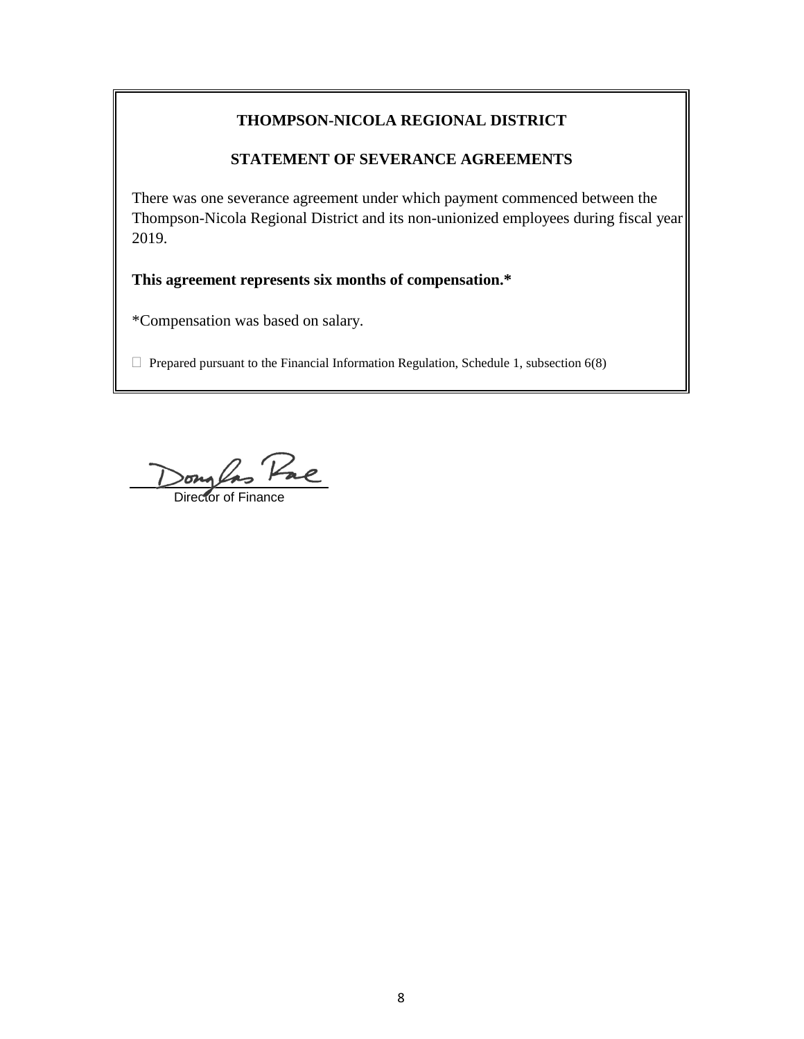# THOMPSON-NICOLA REGIONAL DISTRICT

## STATEMENT OF SEVERANCE AGREEMENTS

There was one severance agreement under which payment commenced between the Thompson-Nicola Regional District and its non-unionized employees during fiscal year 2019.

**This agreement represents six months of compensation.***

*Compensation was based on salary.

☐ Prepared pursuant to the Financial Information Regulation, Schedule 1, subsection 6(8)

Douglas Rae

Director of Finance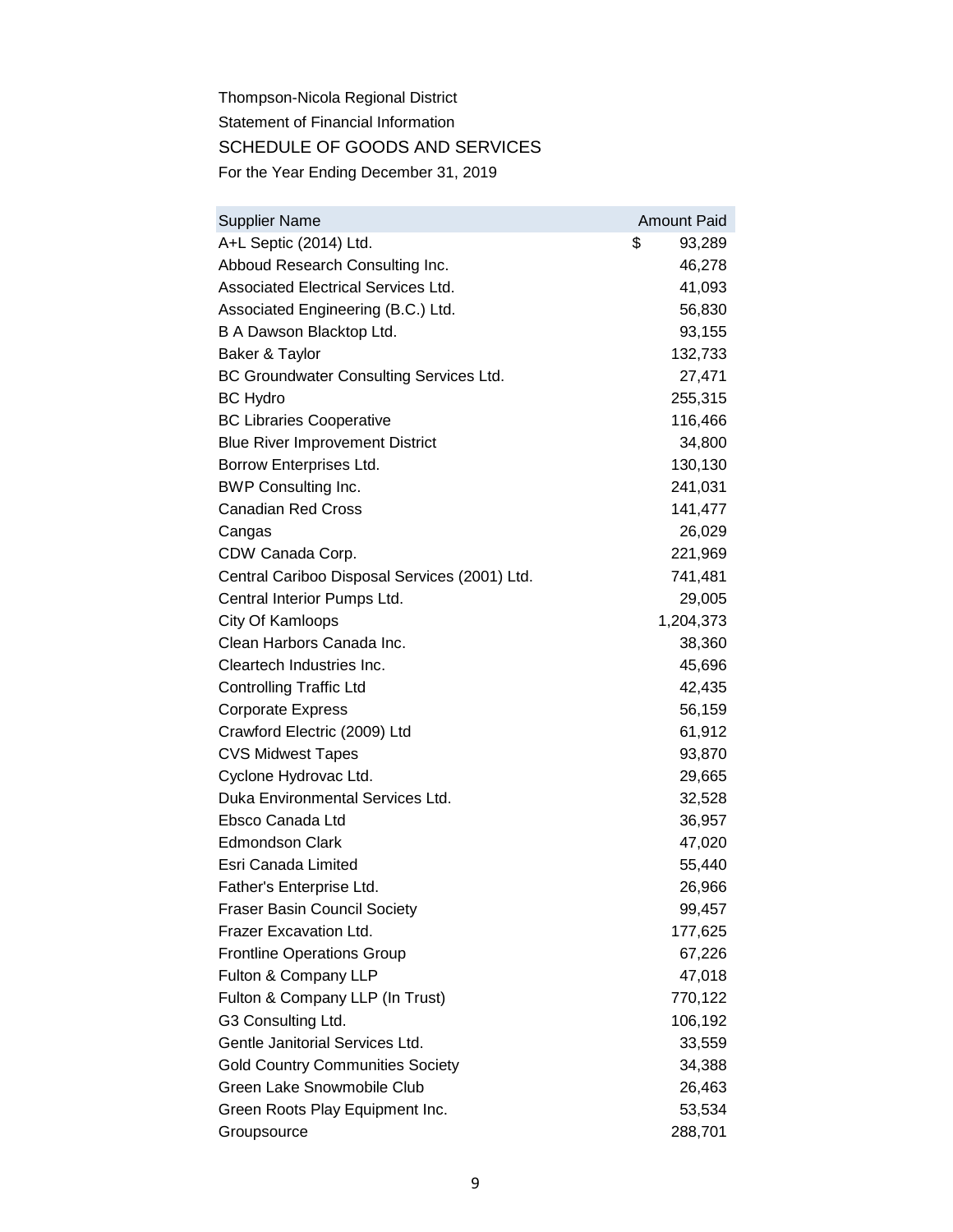Thompson-Nicola Regional District

Statement of Financial Information

SCHEDULE OF GOODS AND SERVICES

For the Year Ending December 31, 2019

| Supplier Name | Amount Paid |
|---|---|
| A+L Septic (2014) Ltd. | $ 93,289 |
| Abboud Research Consulting Inc. | 46,278 |
| Associated Electrical Services Ltd. | 41,093 |
| Associated Engineering (B.C.) Ltd. | 56,830 |
| B A Dawson Blacktop Ltd. | 93,155 |
| Baker & Taylor | 132,733 |
| BC Groundwater Consulting Services Ltd. | 27,471 |
| BC Hydro | 255,315 |
| BC Libraries Cooperative | 116,466 |
| Blue River Improvement District | 34,800 |
| Borrow Enterprises Ltd. | 130,130 |
| BWP Consulting Inc. | 241,031 |
| Canadian Red Cross | 141,477 |
| Cangas | 26,029 |
| CDW Canada Corp. | 221,969 |
| Central Cariboo Disposal Services (2001) Ltd. | 741,481 |
| Central Interior Pumps Ltd. | 29,005 |
| City Of Kamloops | 1,204,373 |
| Clean Harbors Canada Inc. | 38,360 |
| Cleartech Industries Inc. | 45,696 |
| Controlling Traffic Ltd | 42,435 |
| Corporate Express | 56,159 |
| Crawford Electric (2009) Ltd | 61,912 |
| CVS Midwest Tapes | 93,870 |
| Cyclone Hydrovac Ltd. | 29,665 |
| Duka Environmental Services Ltd. | 32,528 |
| Ebsco Canada Ltd | 36,957 |
| Edmondson Clark | 47,020 |
| Esri Canada Limited | 55,440 |
| Father's Enterprise Ltd. | 26,966 |
| Fraser Basin Council Society | 99,457 |
| Frazer Excavation Ltd. | 177,625 |
| Frontline Operations Group | 67,226 |
| Fulton & Company LLP | 47,018 |
| Fulton & Company LLP (In Trust) | 770,122 |
| G3 Consulting Ltd. | 106,192 |
| Gentle Janitorial Services Ltd. | 33,559 |
| Gold Country Communities Society | 34,388 |
| Green Lake Snowmobile Club | 26,463 |
| Green Roots Play Equipment Inc. | 53,534 |
| Groupsource | 288,701 |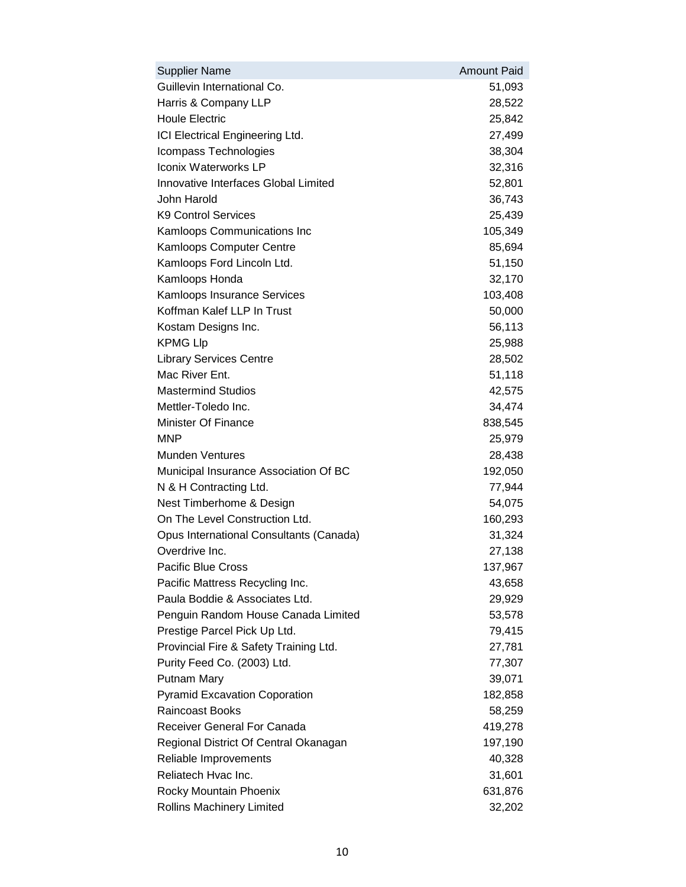| Supplier Name | Amount Paid |
|---|---|
| Guillevin International Co. | 51,093 |
| Harris & Company LLP | 28,522 |
| Houle Electric | 25,842 |
| ICI Electrical Engineering Ltd. | 27,499 |
| Icompass Technologies | 38,304 |
| Iconix Waterworks LP | 32,316 |
| Innovative Interfaces Global Limited | 52,801 |
| John Harold | 36,743 |
| K9 Control Services | 25,439 |
| Kamloops Communications Inc | 105,349 |
| Kamloops Computer Centre | 85,694 |
| Kamloops Ford Lincoln Ltd. | 51,150 |
| Kamloops Honda | 32,170 |
| Kamloops Insurance Services | 103,408 |
| Koffman Kalef LLP In Trust | 50,000 |
| Kostam Designs Inc. | 56,113 |
| KPMG Llp | 25,988 |
| Library Services Centre | 28,502 |
| Mac River Ent. | 51,118 |
| Mastermind Studios | 42,575 |
| Mettler-Toledo Inc. | 34,474 |
| Minister Of Finance | 838,545 |
| MNP | 25,979 |
| Munden Ventures | 28,438 |
| Municipal Insurance Association Of BC | 192,050 |
| N & H Contracting Ltd. | 77,944 |
| Nest Timberhome & Design | 54,075 |
| On The Level Construction Ltd. | 160,293 |
| Opus International Consultants (Canada) | 31,324 |
| Overdrive Inc. | 27,138 |
| Pacific Blue Cross | 137,967 |
| Pacific Mattress Recycling Inc. | 43,658 |
| Paula Boddie & Associates Ltd. | 29,929 |
| Penguin Random House Canada Limited | 53,578 |
| Prestige Parcel Pick Up Ltd. | 79,415 |
| Provincial Fire & Safety Training Ltd. | 27,781 |
| Purity Feed Co. (2003) Ltd. | 77,307 |
| Putnam Mary | 39,071 |
| Pyramid Excavation Coporation | 182,858 |
| Raincoast Books | 58,259 |
| Receiver General For Canada | 419,278 |
| Regional District Of Central Okanagan | 197,190 |
| Reliable Improvements | 40,328 |
| Reliatech Hvac Inc. | 31,601 |
| Rocky Mountain Phoenix | 631,876 |
| Rollins Machinery Limited | 32,202 |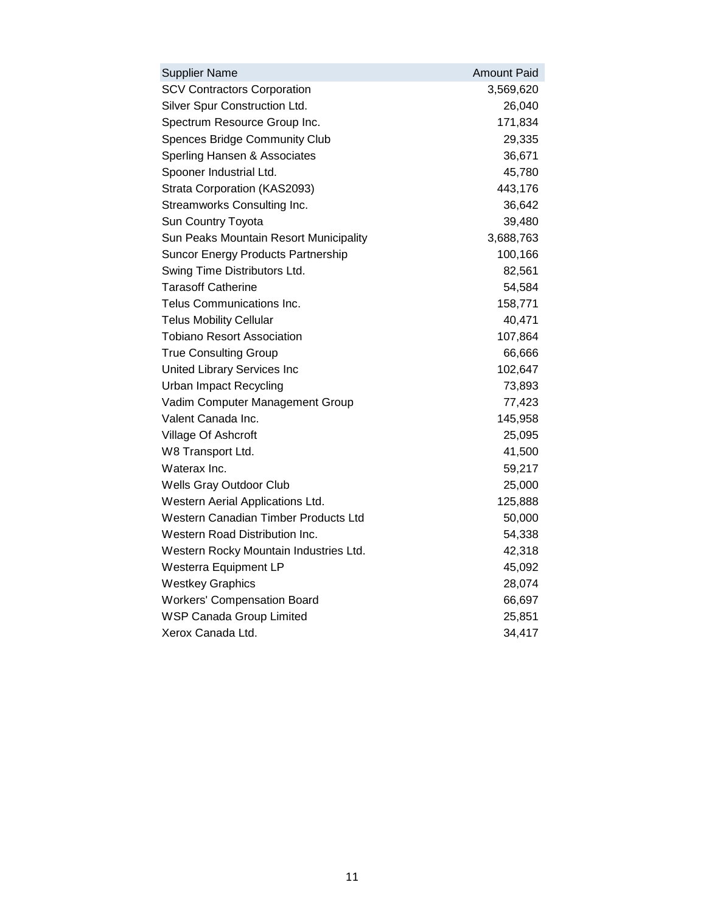| Supplier Name | Amount Paid |
| --- | --- |
| SCV Contractors Corporation | 3,569,620 |
| Silver Spur Construction Ltd. | 26,040 |
| Spectrum Resource Group Inc. | 171,834 |
| Spences Bridge Community Club | 29,335 |
| Sperling Hansen & Associates | 36,671 |
| Spooner Industrial Ltd. | 45,780 |
| Strata Corporation (KAS2093) | 443,176 |
| Streamworks Consulting Inc. | 36,642 |
| Sun Country Toyota | 39,480 |
| Sun Peaks Mountain Resort Municipality | 3,688,763 |
| Suncor Energy Products Partnership | 100,166 |
| Swing Time Distributors Ltd. | 82,561 |
| Tarasoff Catherine | 54,584 |
| Telus Communications Inc. | 158,771 |
| Telus Mobility Cellular | 40,471 |
| Tobiano Resort Association | 107,864 |
| True Consulting Group | 66,666 |
| United Library Services Inc | 102,647 |
| Urban Impact Recycling | 73,893 |
| Vadim Computer Management Group | 77,423 |
| Valent Canada Inc. | 145,958 |
| Village Of Ashcroft | 25,095 |
| W8 Transport Ltd. | 41,500 |
| Waterax Inc. | 59,217 |
| Wells Gray Outdoor Club | 25,000 |
| Western Aerial Applications Ltd. | 125,888 |
| Western Canadian Timber Products Ltd | 50,000 |
| Western Road Distribution Inc. | 54,338 |
| Western Rocky Mountain Industries Ltd. | 42,318 |
| Westerra Equipment LP | 45,092 |
| Westkey Graphics | 28,074 |
| Workers' Compensation Board | 66,697 |
| WSP Canada Group Limited | 25,851 |
| Xerox Canada Ltd. | 34,417 |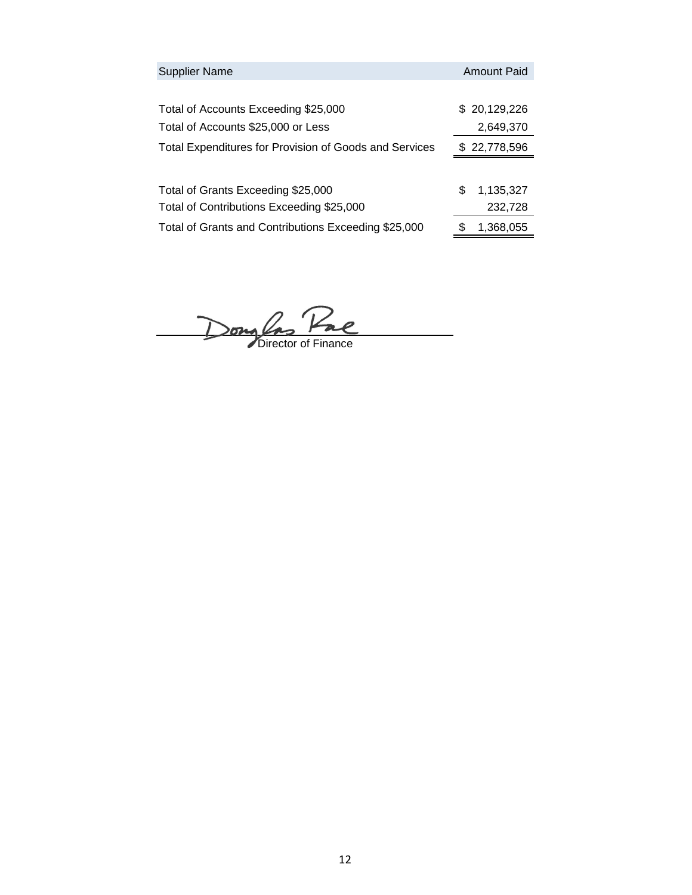| Supplier Name | Amount Paid |
| --- | --- |
| | |
| Total of Accounts Exceeding $25,000 | $ 20,129,226 |
| Total of Accounts $25,000 or Less | 2,649,370 |
| Total Expenditures for Provision of Goods and Services | $ 22,778,596 |
| | |
| Total of Grants Exceeding $25,000 | $ 1,135,327 |
| Total of Contributions Exceeding $25,000 | 232,728 |
| Total of Grants and Contributions Exceeding $25,000 | $ 1,368,055 |

Douglas Rae

Director of Finance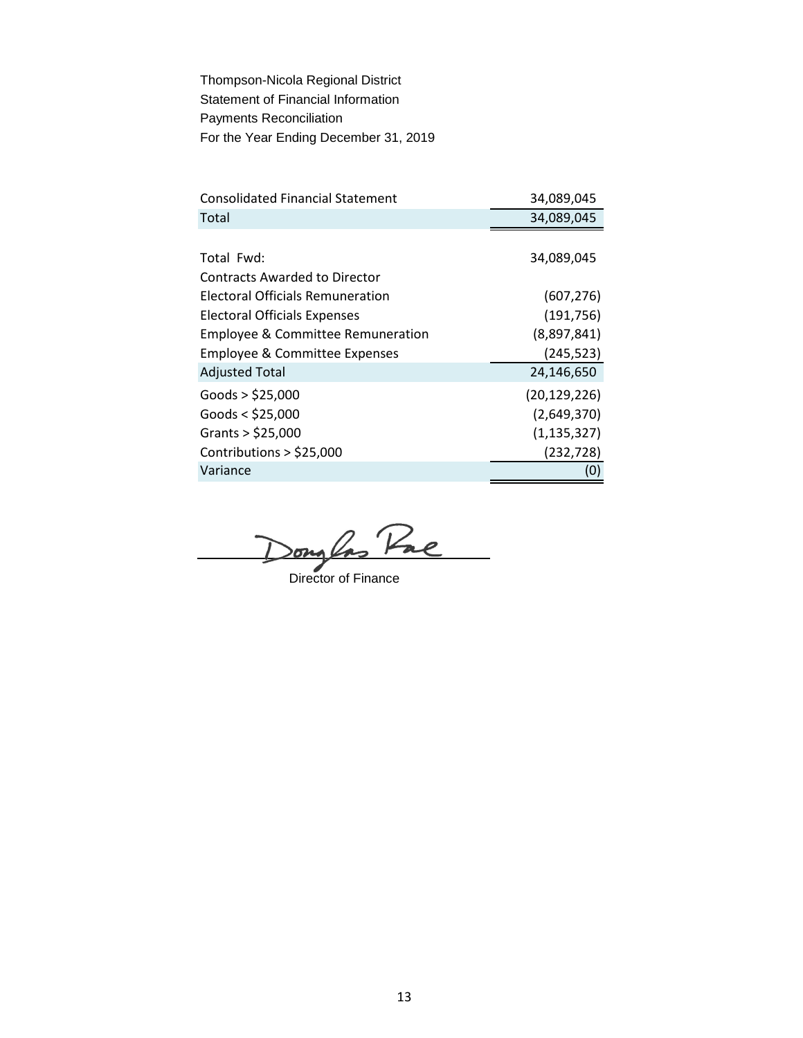Thompson-Nicola Regional District
Statement of Financial Information
Payments Reconciliation
For the Year Ending December 31, 2019

| | |
|---|---|
| Consolidated Financial Statement | 34,089,045 |
| Total | 34,089,045 |
| | |
| Total Fwd: | 34,089,045 |
| Contracts Awarded to Director | |
| Electoral Officials Remuneration | (607,276) |
| Electoral Officials Expenses | (191,756) |
| Employee & Committee Remuneration | (8,897,841) |
| Employee & Committee Expenses | (245,523) |
| Adjusted Total | 24,146,650 |
| Goods > $25,000 | (20,129,226) |
| Goods < $25,000 | (2,649,370) |
| Grants > $25,000 | (1,135,327) |
| Contributions > $25,000 | (232,728) |
| Variance | (0) |

Douglas Rae

Director of Finance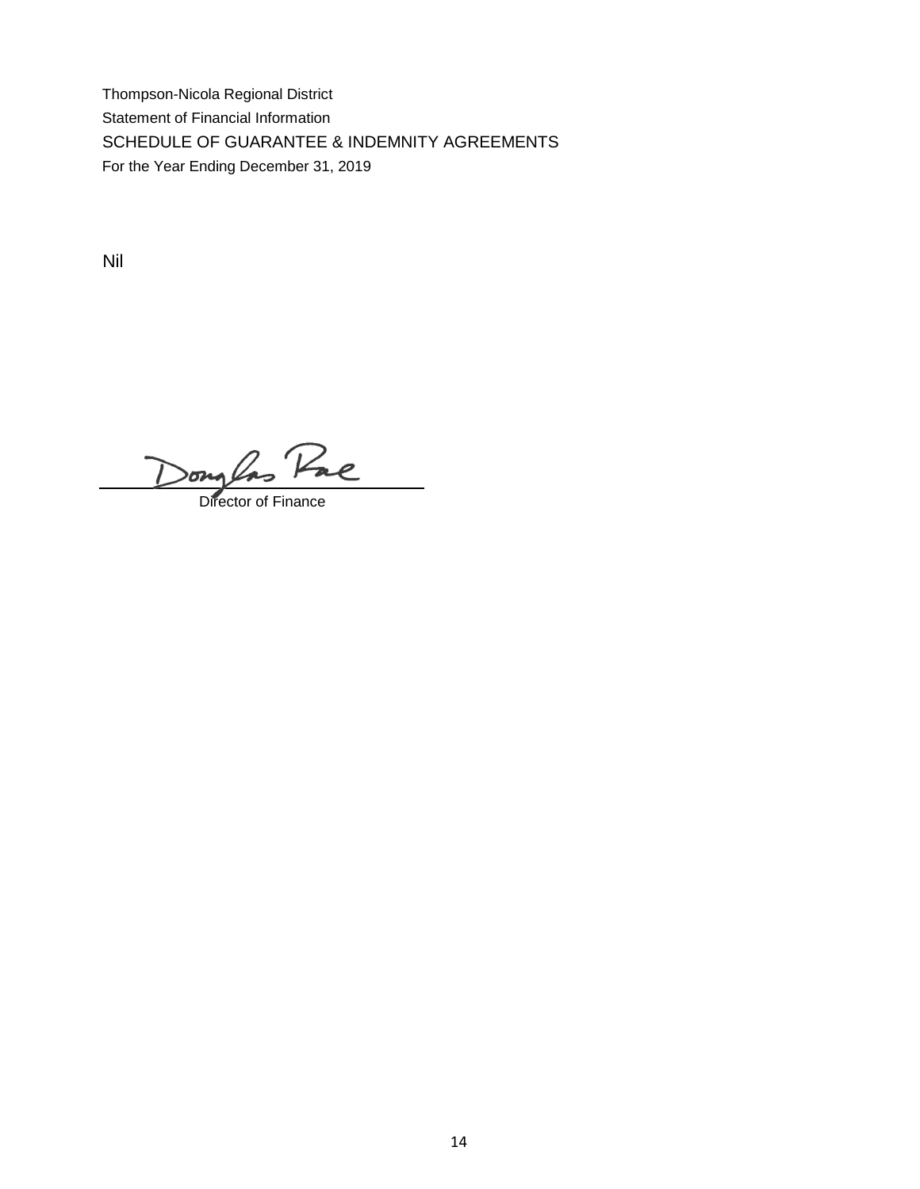Thompson-Nicola Regional District

Statement of Financial Information

## SCHEDULE OF GUARANTEE & INDEMNITY AGREEMENTS

For the Year Ending December 31, 2019

Nil

Douglas Rae

Director of Finance